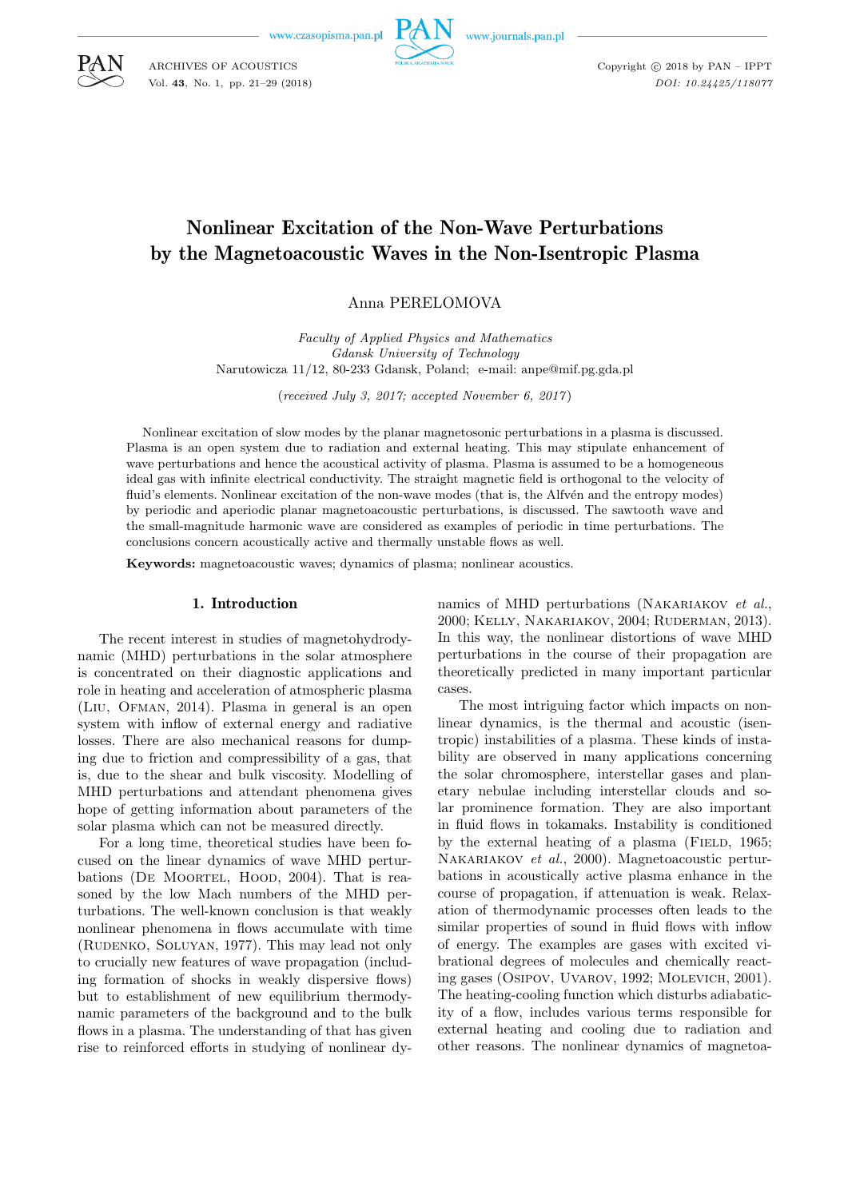# Nonlinear Excitation of the Non-Wave Perturbations by the Magnetoacoustic Waves in the Non-Isentropic Plasma

Anna PERELOMOVA

*Faculty of Applied Physics and Mathematics*
*Gdansk University of Technology*
Narutowicza 11/12, 80-233 Gdansk, Poland; e-mail: anpe@mif.pg.gda.pl

(*received July 3, 2017; accepted November 6, 2017*)

Nonlinear excitation of slow modes by the planar magnetosonic perturbations in a plasma is discussed. Plasma is an open system due to radiation and external heating. This may stipulate enhancement of wave perturbations and hence the acoustical activity of plasma. Plasma is assumed to be a homogeneous ideal gas with infinite electrical conductivity. The straight magnetic field is orthogonal to the velocity of fluid's elements. Nonlinear excitation of the non-wave modes (that is, the Alfvén and the entropy modes) by periodic and aperiodic planar magnetoacoustic perturbations, is discussed. The sawtooth wave and the small-magnitude harmonic wave are considered as examples of periodic in time perturbations. The conclusions concern acoustically active and thermally unstable flows as well.

**Keywords:** magnetoacoustic waves; dynamics of plasma; nonlinear acoustics.

## 1. Introduction

The recent interest in studies of magnetohydrodynamic (MHD) perturbations in the solar atmosphere is concentrated on their diagnostic applications and role in heating and acceleration of atmospheric plasma (Liu, Ofman, 2014). Plasma in general is an open system with inflow of external energy and radiative losses. There are also mechanical reasons for dumping due to friction and compressibility of a gas, that is, due to the shear and bulk viscosity. Modelling of MHD perturbations and attendant phenomena gives hope of getting information about parameters of the solar plasma which can not be measured directly.

For a long time, theoretical studies have been focused on the linear dynamics of wave MHD perturbations (De Moortel, Hood, 2004). That is reasoned by the low Mach numbers of the MHD perturbations. The well-known conclusion is that weakly nonlinear phenomena in flows accumulate with time (Rudenko, Soluyan, 1977). This may lead not only to crucially new features of wave propagation (including formation of shocks in weakly dispersive flows) but to establishment of new equilibrium thermodynamic parameters of the background and to the bulk flows in a plasma. The understanding of that has given rise to reinforced efforts in studying of nonlinear dynamics of MHD perturbations (Nakariakov *et al.*, 2000; Kelly, Nakariakov, 2004; Ruderman, 2013). In this way, the nonlinear distortions of wave MHD perturbations in the course of their propagation are theoretically predicted in many important particular cases.

The most intriguing factor which impacts on nonlinear dynamics, is the thermal and acoustic (isentropic) instabilities of a plasma. These kinds of instability are observed in many applications concerning the solar chromosphere, interstellar gases and planetary nebulae including interstellar clouds and solar prominence formation. They are also important in fluid flows in tokamaks. Instability is conditioned by the external heating of a plasma (Field, 1965; Nakariakov *et al.*, 2000). Magnetoacoustic perturbations in acoustically active plasma enhance in the course of propagation, if attenuation is weak. Relaxation of thermodynamic processes often leads to the similar properties of sound in fluid flows with inflow of energy. The examples are gases with excited vibrational degrees of molecules and chemically reacting gases (Osipov, Uvarov, 1992; Molevich, 2001). The heating-cooling function which disturbs adiabaticity of a flow, includes various terms responsible for external heating and cooling due to radiation and other reasons. The nonlinear dynamics of magnetoa-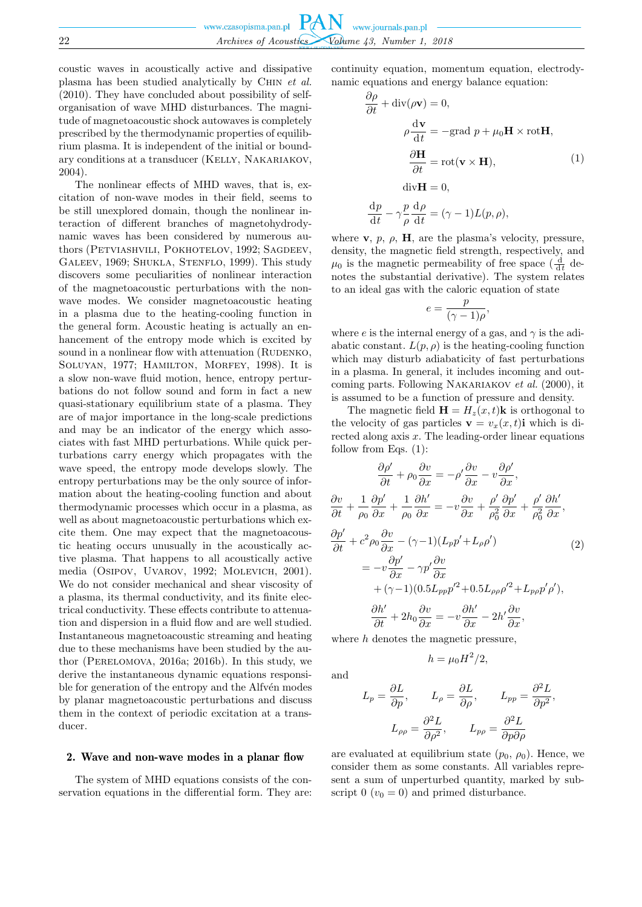coustic waves in acoustically active and dissipative plasma has been studied analytically by Chin *et al.* (2010). They have concluded about possibility of self-organisation of wave MHD disturbances. The magnitude of magnetoacoustic shock autowaves is completely prescribed by the thermodynamic properties of equilibrium plasma. It is independent of the initial or boundary conditions at a transducer (Kelly, Nakariakov, 2004).

The nonlinear effects of MHD waves, that is, excitation of non-wave modes in their field, seems to be still unexplored domain, though the nonlinear interaction of different branches of magnetohydrodynamic waves has been considered by numerous authors (Petviashvili, Pokhotelov, 1992; Sagdeev, Galeev, 1969; Shukla, Stenflo, 1999). This study discovers some peculiarities of nonlinear interaction of the magnetoacoustic perturbations with the non-wave modes. We consider magnetoacoustic heating in a plasma due to the heating-cooling function in the general form. Acoustic heating is actually an enhancement of the entropy mode which is excited by sound in a nonlinear flow with attenuation (Rudenko, Soluyan, 1977; Hamilton, Morfey, 1998). It is a slow non-wave fluid motion, hence, entropy perturbations do not follow sound and form in fact a new quasi-stationary equilibrium state of a plasma. They are of major importance in the long-scale predictions and may be an indicator of the energy which associates with fast MHD perturbations. While quick perturbations carry energy which propagates with the wave speed, the entropy mode develops slowly. The entropy perturbations may be the only source of information about the heating-cooling function and about thermodynamic processes which occur in a plasma, as well as about magnetoacoustic perturbations which excite them. One may expect that the magnetoacoustic heating occurs unusually in the acoustically active plasma. That happens to all acoustically active media (Osipov, Uvarov, 1992; Molevich, 2001). We do not consider mechanical and shear viscosity of a plasma, its thermal conductivity, and its finite electrical conductivity. These effects contribute to attenuation and dispersion in a fluid flow and are well studied. Instantaneous magnetoacoustic streaming and heating due to these mechanisms have been studied by the author (Perelomova, 2016a; 2016b). In this study, we derive the instantaneous dynamic equations responsible for generation of the entropy and the Alfvén modes by planar magnetoacoustic perturbations and discuss them in the context of periodic excitation at a transducer.

## 2. Wave and non-wave modes in a planar flow

The system of MHD equations consists of the conservation equations in the differential form. They are: continuity equation, momentum equation, electrodynamic equations and energy balance equation:

$$
\begin{gathered}
\frac{\partial \rho}{\partial t}+\operatorname{div}(\rho \mathbf{v})=0, \\
\rho \frac{\mathrm{d} \mathbf{v}}{\mathrm{d} t}=-\operatorname{grad} p+\mu_0 \mathbf{H} \times \operatorname{rot} \mathbf{H}, \\
\frac{\partial \mathbf{H}}{\partial t}=\operatorname{rot}(\mathbf{v} \times \mathbf{H}), \\
\operatorname{div} \mathbf{H}=0, \\
\frac{\mathrm{d} p}{\mathrm{d} t}-\gamma \frac{p}{\rho} \frac{\mathrm{d} \rho}{\mathrm{d} t}=(\gamma-1) L(p, \rho),
\end{gathered}
\tag{1}
$$

where $\mathbf{v}$, $p$, $\rho$, $\mathbf{H}$, are the plasma's velocity, pressure, density, the magnetic field strength, respectively, and $\mu_0$ is the magnetic permeability of free space ($\frac{\mathrm{d}}{\mathrm{d}t}$ denotes the substantial derivative). The system relates to an ideal gas with the caloric equation of state

$$
e=\frac{p}{(\gamma-1)\rho},
$$

where $e$ is the internal energy of a gas, and $\gamma$ is the adiabatic constant. $L(p,\rho)$ is the heating-cooling function which may disturb adiabaticity of fast perturbations in a plasma. In general, it includes incoming and outcoming parts. Following Nakariakov *et al.* (2000), it is assumed to be a function of pressure and density.

The magnetic field $\mathbf{H}=H_z(x,t)\mathbf{k}$ is orthogonal to the velocity of gas particles $\mathbf{v}=v_x(x,t)\mathbf{i}$ which is directed along axis $x$. The leading-order linear equations follow from Eqs. (1):

$$
\begin{gathered}
\frac{\partial \rho'}{\partial t}+\rho_0\frac{\partial v}{\partial x}=-\rho'\frac{\partial v}{\partial x}-v\frac{\partial \rho'}{\partial x}, \\
\frac{\partial v}{\partial t}+\frac{1}{\rho_0}\frac{\partial p'}{\partial x}+\frac{1}{\rho_0}\frac{\partial h'}{\partial x}=-v\frac{\partial v}{\partial x}+\frac{\rho'}{\rho_0^2}\frac{\partial p'}{\partial x}+\frac{\rho'}{\rho_0^2}\frac{\partial h'}{\partial x}, \\
\frac{\partial p'}{\partial t}+c^2\rho_0\frac{\partial v}{\partial x}-(\gamma-1)(L_p p'+L_\rho \rho') \\
=-v\frac{\partial p'}{\partial x}-\gamma p'\frac{\partial v}{\partial x} \\
+(\gamma-1)(0.5L_{pp}p'^2+0.5L_{\rho\rho}\rho'^2+L_{p\rho}p'\rho'), \\
\frac{\partial h'}{\partial t}+2h_0\frac{\partial v}{\partial x}=-v\frac{\partial h'}{\partial x}-2h'\frac{\partial v}{\partial x},
\end{gathered}
\tag{2}
$$

where $h$ denotes the magnetic pressure,

$$
h=\mu_0 H^2/2,
$$

and

$$
L_p=\frac{\partial L}{\partial p}, \qquad L_\rho=\frac{\partial L}{\partial \rho}, \qquad L_{pp}=\frac{\partial^2 L}{\partial p^2},
$$

$$
L_{\rho\rho}=\frac{\partial^2 L}{\partial \rho^2}, \qquad L_{p\rho}=\frac{\partial^2 L}{\partial p \partial \rho}
$$

are evaluated at equilibrium state ($p_0$, $\rho_0$). Hence, we consider them as some constants. All variables represent a sum of unperturbed quantity, marked by subscript 0 ($v_0=0$) and primed disturbance.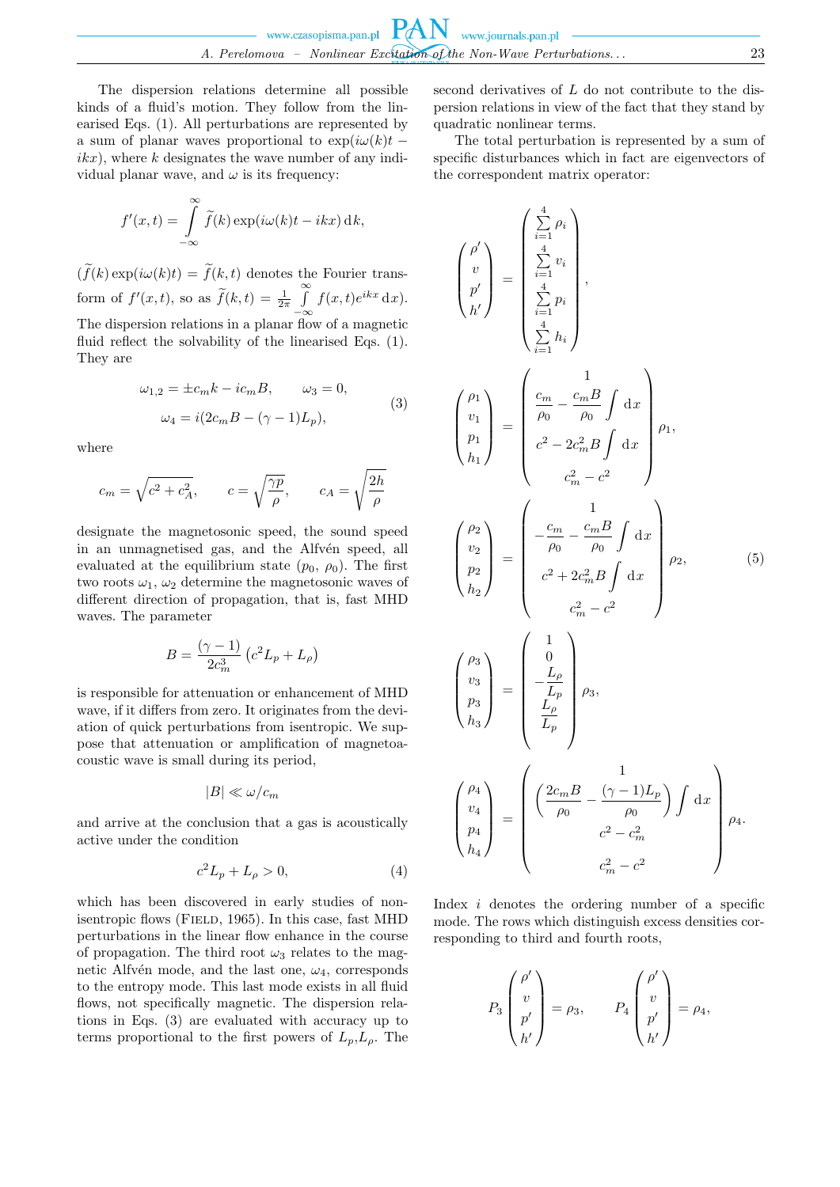The dispersion relations determine all possible kinds of a fluid's motion. They follow from the linearised Eqs. (1). All perturbations are represented by a sum of planar waves proportional to $\exp(i\omega(k)t - ikx)$, where $k$ designates the wave number of any individual planar wave, and $\omega$ is its frequency:

$$f'(x,t) = \int_{-\infty}^{\infty} \widetilde{f}(k)\exp(i\omega(k)t - ikx)\,\mathrm{d}k,$$

$(\widetilde{f}(k)\exp(i\omega(k)t) = \widetilde{f}(k,t)$ denotes the Fourier transform of $f'(x,t)$, so as $\widetilde{f}(k,t) = \frac{1}{2\pi}\int_{-\infty}^{\infty} f(x,t)e^{ikx}\,\mathrm{d}x)$. The dispersion relations in a planar flow of a magnetic fluid reflect the solvability of the linearised Eqs. (1). They are

$$\omega_{1,2} = \pm c_m k - ic_m B, \qquad \omega_3 = 0,$$
$$\omega_4 = i(2c_m B - (\gamma-1)L_p), \tag{3}$$

where

$$c_m = \sqrt{c^2 + c_A^2}, \qquad c = \sqrt{\frac{\gamma p}{\rho}}, \qquad c_A = \sqrt{\frac{2h}{\rho}}$$

designate the magnetosonic speed, the sound speed in an unmagnetised gas, and the Alfvén speed, all evaluated at the equilibrium state $(p_0, \rho_0)$. The first two roots $\omega_1$, $\omega_2$ determine the magnetosonic waves of different direction of propagation, that is, fast MHD waves. The parameter

$$B = \frac{(\gamma-1)}{2c_m^3}\left(c^2 L_p + L_\rho\right)$$

is responsible for attenuation or enhancement of MHD wave, if it differs from zero. It originates from the deviation of quick perturbations from isentropic. We suppose that attenuation or amplification of magnetoacoustic wave is small during its period,

$$|B| \ll \omega/c_m$$

and arrive at the conclusion that a gas is acoustically active under the condition

$$c^2 L_p + L_\rho > 0, \tag{4}$$

which has been discovered in early studies of nonisentropic flows (Field, 1965). In this case, fast MHD perturbations in the linear flow enhance in the course of propagation. The third root $\omega_3$ relates to the magnetic Alfvén mode, and the last one, $\omega_4$, corresponds to the entropy mode. This last mode exists in all fluid flows, not specifically magnetic. The dispersion relations in Eqs. (3) are evaluated with accuracy up to terms proportional to the first powers of $L_p$,$L_\rho$. The second derivatives of $L$ do not contribute to the dispersion relations in view of the fact that they stand by quadratic nonlinear terms.

The total perturbation is represented by a sum of specific disturbances which in fact are eigenvectors of the correspondent matrix operator:

$$\begin{pmatrix}\rho' \\ v \\ p' \\ h'\end{pmatrix} = \begin{pmatrix}\sum_{i=1}^{4}\rho_i \\ \sum_{i=1}^{4} v_i \\ \sum_{i=1}^{4} p_i \\ \sum_{i=1}^{4} h_i\end{pmatrix},$$

$$\begin{pmatrix}\rho_1 \\ v_1 \\ p_1 \\ h_1\end{pmatrix} = \begin{pmatrix}1 \\ \dfrac{c_m}{\rho_0} - \dfrac{c_m B}{\rho_0}\displaystyle\int \mathrm{d}x \\ c^2 - 2c_m^2 B\displaystyle\int \mathrm{d}x \\ c_m^2 - c^2\end{pmatrix}\rho_1,$$

$$\begin{pmatrix}\rho_2 \\ v_2 \\ p_2 \\ h_2\end{pmatrix} = \begin{pmatrix}1 \\ -\dfrac{c_m}{\rho_0} - \dfrac{c_m B}{\rho_0}\displaystyle\int \mathrm{d}x \\ c^2 + 2c_m^2 B\displaystyle\int \mathrm{d}x \\ c_m^2 - c^2\end{pmatrix}\rho_2, \tag{5}$$

$$\begin{pmatrix}\rho_3 \\ v_3 \\ p_3 \\ h_3\end{pmatrix} = \begin{pmatrix}1 \\ 0 \\ -\dfrac{L_\rho}{L_p} \\ \dfrac{L_\rho}{L_p}\end{pmatrix}\rho_3,$$

$$\begin{pmatrix}\rho_4 \\ v_4 \\ p_4 \\ h_4\end{pmatrix} = \begin{pmatrix}1 \\ \left(\dfrac{2c_m B}{\rho_0} - \dfrac{(\gamma-1)L_p}{\rho_0}\right)\displaystyle\int \mathrm{d}x \\ c^2 - c_m^2 \\ c_m^2 - c^2\end{pmatrix}\rho_4.$$

Index $i$ denotes the ordering number of a specific mode. The rows which distinguish excess densities corresponding to third and fourth roots,

$$P_3\begin{pmatrix}\rho' \\ v \\ p' \\ h'\end{pmatrix} = \rho_3, \qquad P_4\begin{pmatrix}\rho' \\ v \\ p' \\ h'\end{pmatrix} = \rho_4,$$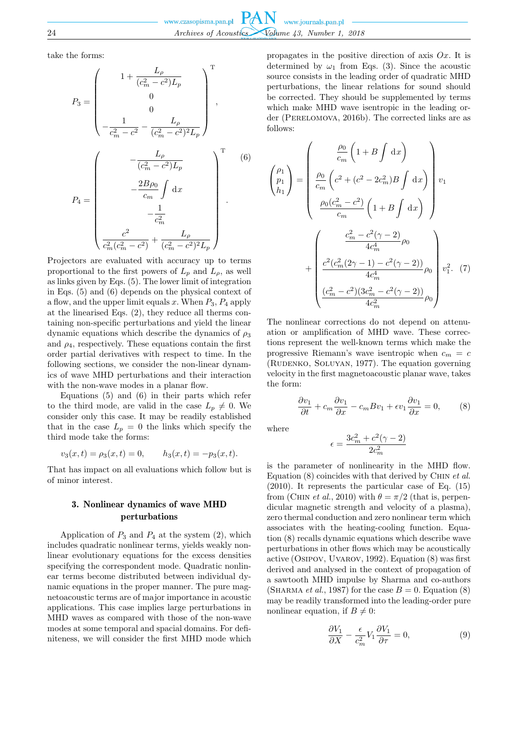take the forms:

$$P_3 = \begin{pmatrix} 1 + \dfrac{L_\rho}{(c_m^2 - c^2)L_p} \\ 0 \\ 0 \\ -\dfrac{1}{c_m^2 - c^2} - \dfrac{L_\rho}{(c_m^2 - c^2)^2 L_p} \end{pmatrix}^{\mathrm{T}},$$

$$P_4 = \begin{pmatrix} -\dfrac{L_\rho}{(c_m^2 - c^2)L_p} \\ -\dfrac{2B\rho_0}{c_m}\displaystyle\int \mathrm{d}x \\ -\dfrac{1}{c_m^2} \\ \dfrac{c^2}{c_m^2(c_m^2 - c^2)} + \dfrac{L_\rho}{(c_m^2 - c^2)^2 L_p} \end{pmatrix}^{\mathrm{T}}. \tag{6}$$

Projectors are evaluated with accuracy up to terms proportional to the first powers of $L_p$ and $L_\rho$, as well as links given by Eqs. (5). The lower limit of integration in Eqs. (5) and (6) depends on the physical context of a flow, and the upper limit equals $x$. When $P_3$, $P_4$ apply at the linearised Eqs. (2), they reduce all therms containing non-specific perturbations and yield the linear dynamic equations which describe the dynamics of $\rho_3$ and $\rho_4$, respectively. These equations contain the first order partial derivatives with respect to time. In the following sections, we consider the non-linear dynamics of wave MHD perturbations and their interaction with the non-wave modes in a planar flow.

Equations (5) and (6) in their parts which refer to the third mode, are valid in the case $L_p \neq 0$. We consider only this case. It may be readily established that in the case $L_p = 0$ the links which specify the third mode take the forms:

$$v_3(x,t) = \rho_3(x,t) = 0, \qquad h_3(x,t) = -p_3(x,t).$$

That has impact on all evaluations which follow but is of minor interest.

## 3. Nonlinear dynamics of wave MHD perturbations

Application of $P_3$ and $P_4$ at the system (2), which includes quadratic nonlinear terms, yields weakly nonlinear evolutionary equations for the excess densities specifying the correspondent mode. Quadratic nonlinear terms become distributed between individual dynamic equations in the proper manner. The pure magnetoacoustic terms are of major importance in acoustic applications. This case implies large perturbations in MHD waves as compared with those of the non-wave modes at some temporal and spacial domains. For definiteness, we will consider the first MHD mode which propagates in the positive direction of axis $Ox$. It is determined by $\omega_1$ from Eqs. (3). Since the acoustic source consists in the leading order of quadratic MHD perturbations, the linear relations for sound should be corrected. They should be supplemented by terms which make MHD wave isentropic in the leading order (Perelomova, 2016b). The corrected links are as follows:

$$\begin{pmatrix} \rho_1 \\ p_1 \\ h_1 \end{pmatrix} = \begin{pmatrix} \dfrac{\rho_0}{c_m}\left(1 + B\displaystyle\int \mathrm{d}x\right) \\ \dfrac{\rho_0}{c_m}\left(c^2 + (c^2 - 2c_m^2)B\displaystyle\int \mathrm{d}x\right) \\ \dfrac{\rho_0(c_m^2 - c^2)}{c_m}\left(1 + B\displaystyle\int \mathrm{d}x\right) \end{pmatrix} v_1 + \begin{pmatrix} \dfrac{c_m^2 - c^2(\gamma - 2)}{4c_m^4}\rho_0 \\ \dfrac{c^2(c_m^2(2\gamma - 1) - c^2(\gamma - 2))}{4c_m^4}\rho_0 \\ \dfrac{(c_m^2 - c^2)(3c_m^2 - c^2(\gamma - 2))}{4c_m^2}\rho_0 \end{pmatrix} v_1^2. \tag{7}$$

The nonlinear corrections do not depend on attenuation or amplification of MHD wave. These corrections represent the well-known terms which make the progressive Riemann's wave isentropic when $c_m = c$ (Rudenko, Soluyan, 1977). The equation governing velocity in the first magnetoacoustic planar wave, takes the form:

$$\frac{\partial v_1}{\partial t} + c_m \frac{\partial v_1}{\partial x} - c_m B v_1 + \epsilon v_1 \frac{\partial v_1}{\partial x} = 0, \tag{8}$$

where

$$\epsilon = \frac{3c_m^2 + c^2(\gamma - 2)}{2c_m^2}$$

is the parameter of nonlinearity in the MHD flow. Equation (8) coincides with that derived by Chin *et al.* (2010). It represents the particular case of Eq. (15) from (Chin *et al.*, 2010) with $\theta = \pi/2$ (that is, perpendicular magnetic strength and velocity of a plasma), zero thermal conduction and zero nonlinear term which associates with the heating-cooling function. Equation (8) recalls dynamic equations which describe wave perturbations in other flows which may be acoustically active (Osipov, Uvarov, 1992). Equation (8) was first derived and analysed in the context of propagation of a sawtooth MHD impulse by Sharma and co-authors (Sharma *et al.*, 1987) for the case $B = 0$. Equation (8) may be readily transformed into the leading-order pure nonlinear equation, if $B \neq 0$:

$$\frac{\partial V_1}{\partial X} - \frac{\epsilon}{c_m^2} V_1 \frac{\partial V_1}{\partial \tau} = 0, \tag{9}$$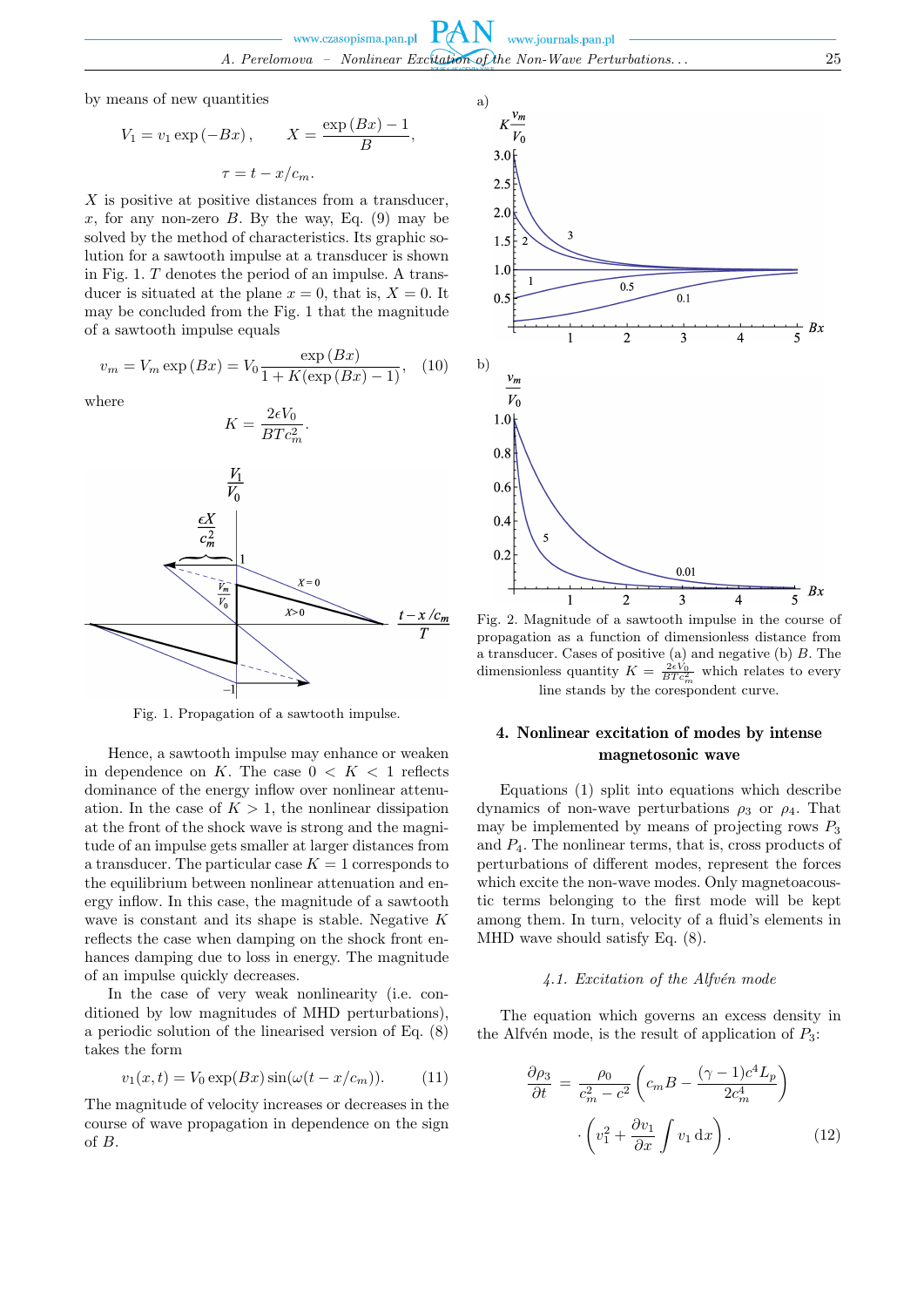by means of new quantities

$$V_1 = v_1 \exp(-Bx), \qquad X = \frac{\exp(Bx) - 1}{B},$$

$$\tau = t - x/c_m.$$

$X$ is positive at positive distances from a transducer, $x$, for any non-zero $B$. By the way, Eq. (9) may be solved by the method of characteristics. Its graphic solution for a sawtooth impulse at a transducer is shown in Fig. 1. $T$ denotes the period of an impulse. A transducer is situated at the plane $x = 0$, that is, $X = 0$. It may be concluded from the Fig. 1 that the magnitude of a sawtooth impulse equals

$$v_m = V_m \exp(Bx) = V_0 \frac{\exp(Bx)}{1 + K(\exp(Bx) - 1)}, \quad (10)$$

where

$$K = \frac{2\epsilon V_0}{BTc_m^2}.$$

Fig. 1. Propagation of a sawtooth impulse.

Hence, a sawtooth impulse may enhance or weaken in dependence on $K$. The case $0 < K < 1$ reflects dominance of the energy inflow over nonlinear attenuation. In the case of $K > 1$, the nonlinear dissipation at the front of the shock wave is strong and the magnitude of an impulse gets smaller at larger distances from a transducer. The particular case $K = 1$ corresponds to the equilibrium between nonlinear attenuation and energy inflow. In this case, the magnitude of a sawtooth wave is constant and its shape is stable. Negative $K$ reflects the case when damping on the shock front enhances damping due to loss in energy. The magnitude of an impulse quickly decreases.

In the case of very weak nonlinearity (i.e. conditioned by low magnitudes of MHD perturbations), a periodic solution of the linearised version of Eq. (8) takes the form

$$v_1(x,t) = V_0 \exp(Bx) \sin(\omega(t - x/c_m)). \quad (11)$$

The magnitude of velocity increases or decreases in the course of wave propagation in dependence on the sign of $B$.

Fig. 2. Magnitude of a sawtooth impulse in the course of propagation as a function of dimensionless distance from a transducer. Cases of positive (a) and negative (b) $B$. The dimensionless quantity $K = \frac{2\epsilon V_0}{BTc_m^2}$ which relates to every line stands by the corespondent curve.

## 4. Nonlinear excitation of modes by intense magnetosonic wave

Equations (1) split into equations which describe dynamics of non-wave perturbations $\rho_3$ or $\rho_4$. That may be implemented by means of projecting rows $P_3$ and $P_4$. The nonlinear terms, that is, cross products of perturbations of different modes, represent the forces which excite the non-wave modes. Only magnetoacoustic terms belonging to the first mode will be kept among them. In turn, velocity of a fluid's elements in MHD wave should satisfy Eq. (8).

### *4.1. Excitation of the Alfvén mode*

The equation which governs an excess density in the Alfvén mode, is the result of application of $P_3$:

$$\frac{\partial \rho_3}{\partial t} = \frac{\rho_0}{c_m^2 - c^2} \left( c_m B - \frac{(\gamma - 1)c^4 L_p}{2c_m^4} \right) \cdot \left( v_1^2 + \frac{\partial v_1}{\partial x} \int v_1 \, \mathrm{d}x \right). \quad (12)$$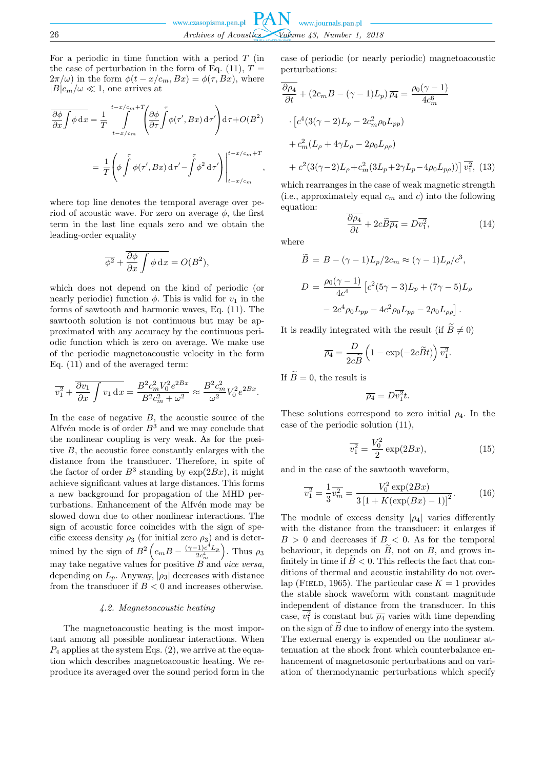For a periodic in time function with a period $T$ (in the case of perturbation in the form of Eq. (11), $T = 2\pi/\omega$) in the form $\phi(t - x/c_m, Bx) = \phi(\tau, Bx)$, where $|B|c_m/\omega \ll 1$, one arrives at

$$\overline{\frac{\partial \phi}{\partial x}\int \phi \,\mathrm{d}x} = \frac{1}{T}\int\limits_{t-x/c_m}^{t-x/c_m+T}\left(\frac{\partial \phi}{\partial \tau}\int^{\tau}\phi(\tau', Bx)\,\mathrm{d}\tau'\right)\mathrm{d}\tau + O(B^2)$$

$$= \frac{1}{T}\left(\phi\int^{\tau}\phi(\tau', Bx)\,\mathrm{d}\tau' - \int^{\tau}\phi^2\,\mathrm{d}\tau'\right)\Bigg|_{t-x/c_m}^{t-x/c_m+T},$$

where top line denotes the temporal average over period of acoustic wave. For zero on average $\phi$, the first term in the last line equals zero and we obtain the leading-order equality

$$\overline{\phi^2} + \overline{\frac{\partial \phi}{\partial x}\int \phi\,\mathrm{d}x} = O(B^2),$$

which does not depend on the kind of periodic (or nearly periodic) function $\phi$. This is valid for $v_1$ in the forms of sawtooth and harmonic waves, Eq. (11). The sawtooth solution is not continuous but may be approximated with any accuracy by the continuous periodic function which is zero on average. We make use of the periodic magnetoacoustic velocity in the form Eq. (11) and of the averaged term:

$$\overline{v_1^2} + \overline{\frac{\partial v_1}{\partial x}\int v_1\,\mathrm{d}x} = \frac{B^2c_m^2V_0^2e^{2Bx}}{B^2c_m^2+\omega^2} \approx \frac{B^2c_m^2}{\omega^2}V_0^2e^{2Bx}.$$

In the case of negative $B$, the acoustic source of the Alfvén mode is of order $B^3$ and we may conclude that the nonlinear coupling is very weak. As for the positive $B$, the acoustic force constantly enlarges with the distance from the transducer. Therefore, in spite of the factor of order $B^3$ standing by $\exp(2Bx)$, it might achieve significant values at large distances. This forms a new background for propagation of the MHD perturbations. Enhancement of the Alfvén mode may be slowed down due to other nonlinear interactions. The sign of acoustic force coincides with the sign of specific excess density $\rho_3$ (for initial zero $\rho_3$) and is determined by the sign of $B^2\left(c_mB - \frac{(\gamma-1)c^4L_p}{2c_m^4}\right)$. Thus $\rho_3$ may take negative values for positive $B$ and *vice versa*, depending on $L_p$. Anyway, $|\rho_3|$ decreases with distance from the transducer if $B < 0$ and increases otherwise.

### 4.2. Magnetoacoustic heating

The magnetoacoustic heating is the most important among all possible nonlinear interactions. When $P_4$ applies at the system Eqs. (2), we arrive at the equation which describes magnetoacoustic heating. We reproduce its averaged over the sound period form in the case of periodic (or nearly periodic) magnetoacoustic perturbations:

$$\begin{aligned}
\frac{\partial \overline{\rho_4}}{\partial t} &+ (2c_mB - (\gamma-1)L_p)\,\overline{\rho_4} = \frac{\rho_0(\gamma-1)}{4c_m^6} \\
&\cdot \big[c^4(3(\gamma-2)L_p - 2c_m^2\rho_0L_{pp}) \\
&+ c_m^2(L_\rho + 4\gamma L_\rho - 2\rho_0L_{\rho\rho}) \\
&+ c^2(3(\gamma-2)L_\rho + c_m^2(3L_p + 2\gamma L_p - 4\rho_0L_{p\rho}))\big]\,\overline{v_1^2},
\end{aligned} \qquad (13)$$

which rearranges in the case of weak magnetic strength (i.e., approximately equal $c_m$ and $c$) into the following equation:

$$\frac{\partial \overline{\rho_4}}{\partial t} + 2c\widetilde{B}\overline{\rho_4} = D\overline{v_1^2}, \qquad (14)$$

where

$$\widetilde{B} = B - (\gamma-1)L_p/2c_m \approx (\gamma-1)L_\rho/c^3,$$

$$D = \frac{\rho_0(\gamma-1)}{4c^4}\big[c^2(5\gamma-3)L_p + (7\gamma-5)L_\rho - 2c^4\rho_0L_{pp} - 4c^2\rho_0L_{p\rho} - 2\rho_0L_{\rho\rho}\big].$$

It is readily integrated with the result (if $\widetilde{B} \neq 0$)

$$\overline{\rho_4} = \frac{D}{2c\widetilde{B}}\left(1 - \exp(-2c\widetilde{B}t)\right)\overline{v_1^2}.$$

If $\widetilde{B} = 0$, the result is

$$\overline{\rho_4} = D\overline{v_1^2}t.$$

These solutions correspond to zero initial $\rho_4$. In the case of the periodic solution (11),

$$\overline{v_1^2} = \frac{V_0^2}{2}\exp(2Bx), \qquad (15)$$

and in the case of the sawtooth waveform,

$$\overline{v_1^2} = \frac{1}{3}\overline{v_m^2} = \frac{V_0^2\exp(2Bx)}{3\left[1 + K(\exp(Bx) - 1)\right]^2}. \qquad (16)$$

The module of excess density $|\rho_4|$ varies differently with the distance from the transducer: it enlarges if $B > 0$ and decreases if $B < 0$. As for the temporal behaviour, it depends on $\widetilde{B}$, not on $B$, and grows infinitely in time if $\widetilde{B} < 0$. This reflects the fact that conditions of thermal and acoustic instability do not overlap (Field, 1965). The particular case $K = 1$ provides the stable shock waveform with constant magnitude independent of distance from the transducer. In this case, $\overline{v_1^2}$ is constant but $\overline{\rho_4}$ varies with time depending on the sign of $\widetilde{B}$ due to inflow of energy into the system. The external energy is expended on the nonlinear attenuation at the shock front which counterbalance enhancement of magnetosonic perturbations and on variation of thermodynamic perturbations which specify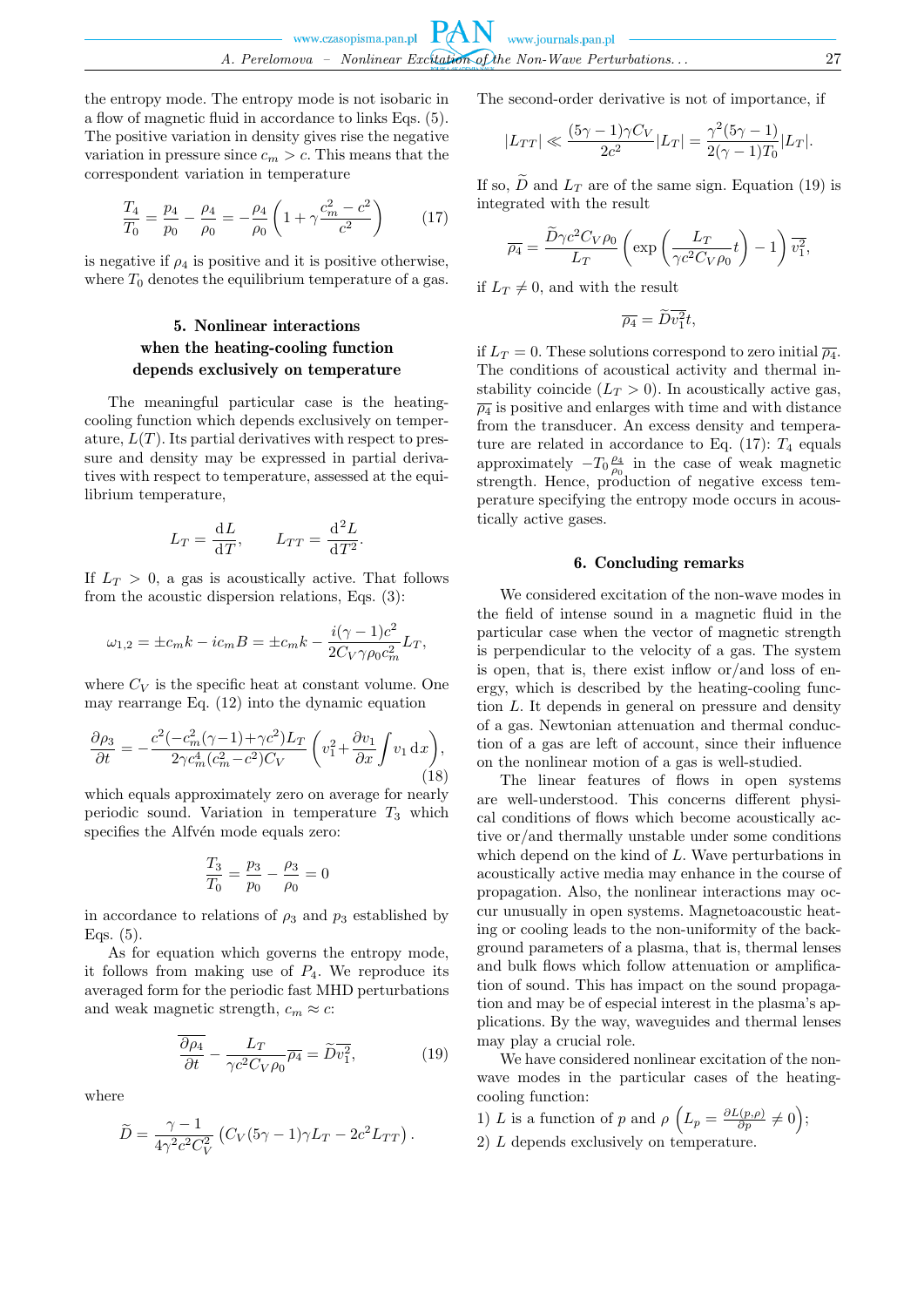the entropy mode. The entropy mode is not isobaric in a flow of magnetic fluid in accordance to links Eqs. (5). The positive variation in density gives rise the negative variation in pressure since $c_m > c$. This means that the correspondent variation in temperature

$$\frac{T_4}{T_0} = \frac{p_4}{p_0} - \frac{\rho_4}{\rho_0} = -\frac{\rho_4}{\rho_0}\left(1 + \gamma\frac{c_m^2 - c^2}{c^2}\right) \tag{17}$$

is negative if $\rho_4$ is positive and it is positive otherwise, where $T_0$ denotes the equilibrium temperature of a gas.

## 5. Nonlinear interactions when the heating-cooling function depends exclusively on temperature

The meaningful particular case is the heating-cooling function which depends exclusively on temperature, $L(T)$. Its partial derivatives with respect to pressure and density may be expressed in partial derivatives with respect to temperature, assessed at the equilibrium temperature,

$$L_T = \frac{\mathrm{d}L}{\mathrm{d}T}, \qquad L_{TT} = \frac{\mathrm{d}^2 L}{\mathrm{d}T^2}.$$

If $L_T > 0$, a gas is acoustically active. That follows from the acoustic dispersion relations, Eqs. (3):

$$\omega_{1,2} = \pm c_m k - i c_m B = \pm c_m k - \frac{i(\gamma-1)c^2}{2C_V\gamma\rho_0 c_m^2}L_T,$$

where $C_V$ is the specific heat at constant volume. One may rearrange Eq. (12) into the dynamic equation

$$\frac{\partial\rho_3}{\partial t} = -\frac{c^2(-c_m^2(\gamma-1)+\gamma c^2)L_T}{2\gamma c_m^4(c_m^2-c^2)C_V}\left(v_1^2 + \frac{\partial v_1}{\partial x}\int v_1\,\mathrm{d}x\right), \tag{18}$$

which equals approximately zero on average for nearly periodic sound. Variation in temperature $T_3$ which specifies the Alfvén mode equals zero:

$$\frac{T_3}{T_0} = \frac{p_3}{p_0} - \frac{\rho_3}{\rho_0} = 0$$

in accordance to relations of $\rho_3$ and $p_3$ established by Eqs. (5).

As for equation which governs the entropy mode, it follows from making use of $P_4$. We reproduce its averaged form for the periodic fast MHD perturbations and weak magnetic strength, $c_m \approx c$:

$$\frac{\partial\overline{\rho_4}}{\partial t} - \frac{L_T}{\gamma c^2 C_V\rho_0}\overline{\rho_4} = \widetilde{D}\overline{v_1^2}, \tag{19}$$

where

$$\widetilde{D} = \frac{\gamma-1}{4\gamma^2 c^2 C_V^2}\left(C_V(5\gamma-1)\gamma L_T - 2c^2 L_{TT}\right).$$

The second-order derivative is not of importance, if

$$|L_{TT}| \ll \frac{(5\gamma-1)\gamma C_V}{2c^2}|L_T| = \frac{\gamma^2(5\gamma-1)}{2(\gamma-1)T_0}|L_T|.$$

If so, $\widetilde{D}$ and $L_T$ are of the same sign. Equation (19) is integrated with the result

$$\overline{\rho_4} = \frac{\widetilde{D}\gamma c^2 C_V\rho_0}{L_T}\left(\exp\left(\frac{L_T}{\gamma c^2 C_V\rho_0}t\right) - 1\right)\overline{v_1^2},$$

if $L_T \neq 0$, and with the result

$$\overline{\rho_4} = \widetilde{D}\overline{v_1^2}t,$$

if $L_T = 0$. These solutions correspond to zero initial $\overline{\rho_4}$. The conditions of acoustical activity and thermal instability coincide ($L_T > 0$). In acoustically active gas, $\overline{\rho_4}$ is positive and enlarges with time and with distance from the transducer. An excess density and temperature are related in accordance to Eq. (17): $T_4$ equals approximately $-T_0\frac{\rho_4}{\rho_0}$ in the case of weak magnetic strength. Hence, production of negative excess temperature specifying the entropy mode occurs in acoustically active gases.

## 6. Concluding remarks

We considered excitation of the non-wave modes in the field of intense sound in a magnetic fluid in the particular case when the vector of magnetic strength is perpendicular to the velocity of a gas. The system is open, that is, there exist inflow or/and loss of energy, which is described by the heating-cooling function $L$. It depends in general on pressure and density of a gas. Newtonian attenuation and thermal conduction of a gas are left of account, since their influence on the nonlinear motion of a gas is well-studied.

The linear features of flows in open systems are well-understood. This concerns different physical conditions of flows which become acoustically active or/and thermally unstable under some conditions which depend on the kind of $L$. Wave perturbations in acoustically active media may enhance in the course of propagation. Also, the nonlinear interactions may occur unusually in open systems. Magnetoacoustic heating or cooling leads to the non-uniformity of the background parameters of a plasma, that is, thermal lenses and bulk flows which follow attenuation or amplification of sound. This has impact on the sound propagation and may be of especial interest in the plasma's applications. By the way, waveguides and thermal lenses may play a crucial role.

We have considered nonlinear excitation of the non-wave modes in the particular cases of the heating-cooling function:

1) $L$ is a function of $p$ and $\rho$ $\left(L_p = \frac{\partial L(p,\rho)}{\partial p} \neq 0\right)$;
2) $L$ depends exclusively on temperature.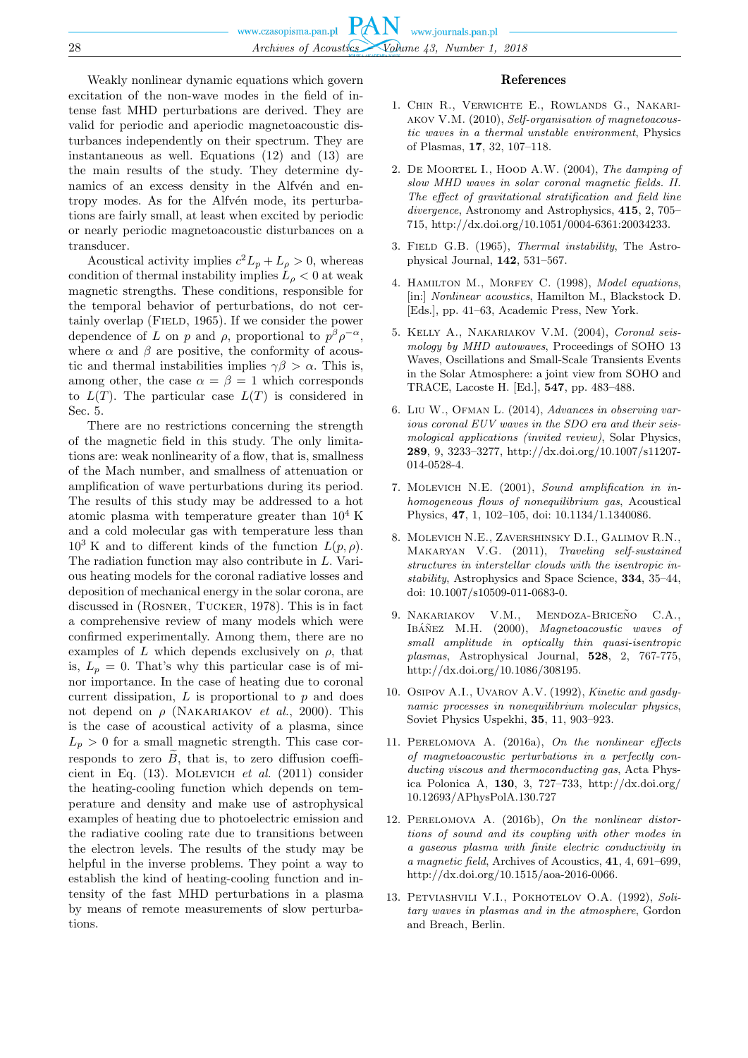Weakly nonlinear dynamic equations which govern excitation of the non-wave modes in the field of intense fast MHD perturbations are derived. They are valid for periodic and aperiodic magnetoacoustic disturbances independently on their spectrum. They are instantaneous as well. Equations (12) and (13) are the main results of the study. They determine dynamics of an excess density in the Alfvén and entropy modes. As for the Alfvén mode, its perturbations are fairly small, at least when excited by periodic or nearly periodic magnetoacoustic disturbances on a transducer.

Acoustical activity implies $c^2 L_p + L_\rho > 0$, whereas condition of thermal instability implies $L_\rho < 0$ at weak magnetic strengths. These conditions, responsible for the temporal behavior of perturbations, do not certainly overlap (Field, 1965). If we consider the power dependence of $L$ on $p$ and $\rho$, proportional to $p^\beta \rho^{-\alpha}$, where $\alpha$ and $\beta$ are positive, the conformity of acoustic and thermal instabilities implies $\gamma\beta > \alpha$. This is, among other, the case $\alpha = \beta = 1$ which corresponds to $L(T)$. The particular case $L(T)$ is considered in Sec. 5.

There are no restrictions concerning the strength of the magnetic field in this study. The only limitations are: weak nonlinearity of a flow, that is, smallness of the Mach number, and smallness of attenuation or amplification of wave perturbations during its period. The results of this study may be addressed to a hot atomic plasma with temperature greater than $10^4$ K and a cold molecular gas with temperature less than $10^3$ K and to different kinds of the function $L(p, \rho)$. The radiation function may also contribute in $L$. Various heating models for the coronal radiative losses and deposition of mechanical energy in the solar corona, are discussed in (Rosner, Tucker, 1978). This is in fact a comprehensive review of many models which were confirmed experimentally. Among them, there are no examples of $L$ which depends exclusively on $\rho$, that is, $L_p = 0$. That's why this particular case is of minor importance. In the case of heating due to coronal current dissipation, $L$ is proportional to $p$ and does not depend on $\rho$ (Nakariakov *et al.*, 2000). This is the case of acoustical activity of a plasma, since $L_p > 0$ for a small magnetic strength. This case corresponds to zero $\widetilde{B}$, that is, to zero diffusion coefficient in Eq. (13). Molevich *et al.* (2011) consider the heating-cooling function which depends on temperature and density and make use of astrophysical examples of heating due to photoelectric emission and the radiative cooling rate due to transitions between the electron levels. The results of the study may be helpful in the inverse problems. They point a way to establish the kind of heating-cooling function and intensity of the fast MHD perturbations in a plasma by means of remote measurements of slow perturbations.

## References

1. Chin R., Verwichte E., Rowlands G., Nakariakov V.M. (2010), *Self-organisation of magnetoacoustic waves in a thermal unstable environment*, Physics of Plasmas, **17**, 32, 107–118.

2. De Moortel I., Hood A.W. (2004), *The damping of slow MHD waves in solar coronal magnetic fields. II. The effect of gravitational stratification and field line divergence*, Astronomy and Astrophysics, **415**, 2, 705–715, http://dx.doi.org/10.1051/0004-6361:20034233.

3. Field G.B. (1965), *Thermal instability*, The Astrophysical Journal, **142**, 531–567.

4. Hamilton M., Morfey C. (1998), *Model equations*, [in:] *Nonlinear acoustics*, Hamilton M., Blackstock D. [Eds.], pp. 41–63, Academic Press, New York.

5. Kelly A., Nakariakov V.M. (2004), *Coronal seismology by MHD autowaves*, Proceedings of SOHO 13 Waves, Oscillations and Small-Scale Transients Events in the Solar Atmosphere: a joint view from SOHO and TRACE, Lacoste H. [Ed.], **547**, pp. 483–488.

6. Liu W., Ofman L. (2014), *Advances in observing various coronal EUV waves in the SDO era and their seismological applications (invited review)*, Solar Physics, **289**, 9, 3233–3277, http://dx.doi.org/10.1007/s11207-014-0528-4.

7. Molevich N.E. (2001), *Sound amplification in inhomogeneous flows of nonequilibrium gas*, Acoustical Physics, **47**, 1, 102–105, doi: 10.1134/1.1340086.

8. Molevich N.E., Zavershinsky D.I., Galimov R.N., Makaryan V.G. (2011), *Traveling self-sustained structures in interstellar clouds with the isentropic instability*, Astrophysics and Space Science, **334**, 35–44, doi: 10.1007/s10509-011-0683-0.

9. Nakariakov V.M., Mendoza-Briceño C.A., Ibáñez M.H. (2000), *Magnetoacoustic waves of small amplitude in optically thin quasi-isentropic plasmas*, Astrophysical Journal, **528**, 2, 767-775, http://dx.doi.org/10.1086/308195.

10. Osipov A.I., Uvarov A.V. (1992), *Kinetic and gasdynamic processes in nonequilibrium molecular physics*, Soviet Physics Uspekhi, **35**, 11, 903–923.

11. Perelomova A. (2016a), *On the nonlinear effects of magnetoacoustic perturbations in a perfectly conducting viscous and thermoconducting gas*, Acta Physica Polonica A, **130**, 3, 727–733, http://dx.doi.org/10.12693/APhysPolA.130.727

12. Perelomova A. (2016b), *On the nonlinear distortions of sound and its coupling with other modes in a gaseous plasma with finite electric conductivity in a magnetic field*, Archives of Acoustics, **41**, 4, 691–699, http://dx.doi.org/10.1515/aoa-2016-0066.

13. Petviashvili V.I., Pokhotelov O.A. (1992), *Solitary waves in plasmas and in the atmosphere*, Gordon and Breach, Berlin.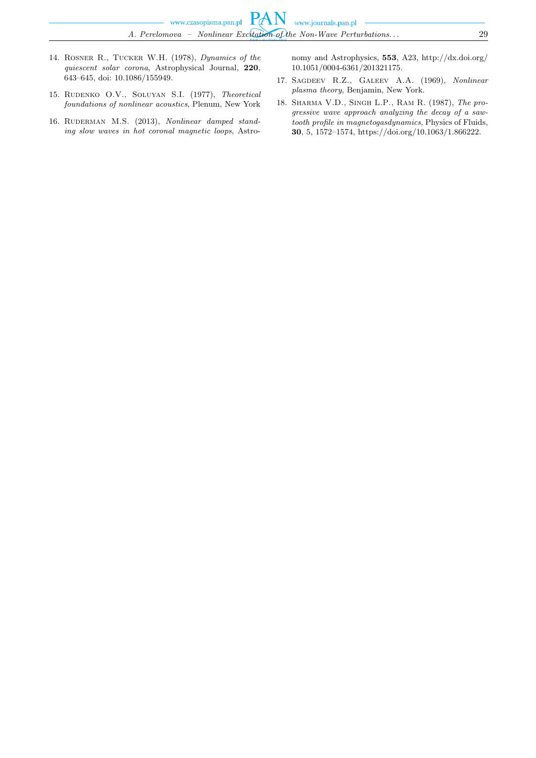14. Rosner R., Tucker W.H. (1978), *Dynamics of the quiescent solar corona*, Astrophysical Journal, **220**, 643–645, doi: 10.1086/155949.

15. Rudenko O.V., Soluyan S.I. (1977), *Theoretical foundations of nonlinear acoustics*, Plenum, New York

16. Ruderman M.S. (2013), *Nonlinear damped standing slow waves in hot coronal magnetic loops*, Astronomy and Astrophysics, **553**, A23, http://dx.doi.org/10.1051/0004-6361/201321175.

17. Sagdeev R.Z., Galeev A.A. (1969), *Nonlinear plasma theory*, Benjamin, New York.

18. Sharma V.D., Singh L.P., Ram R. (1987), *The progressive wave approach analyzing the decay of a sawtooth profile in magnetogasdynamics*, Physics of Fluids, **30**, 5, 1572–1574, https://doi.org/10.1063/1.866222.